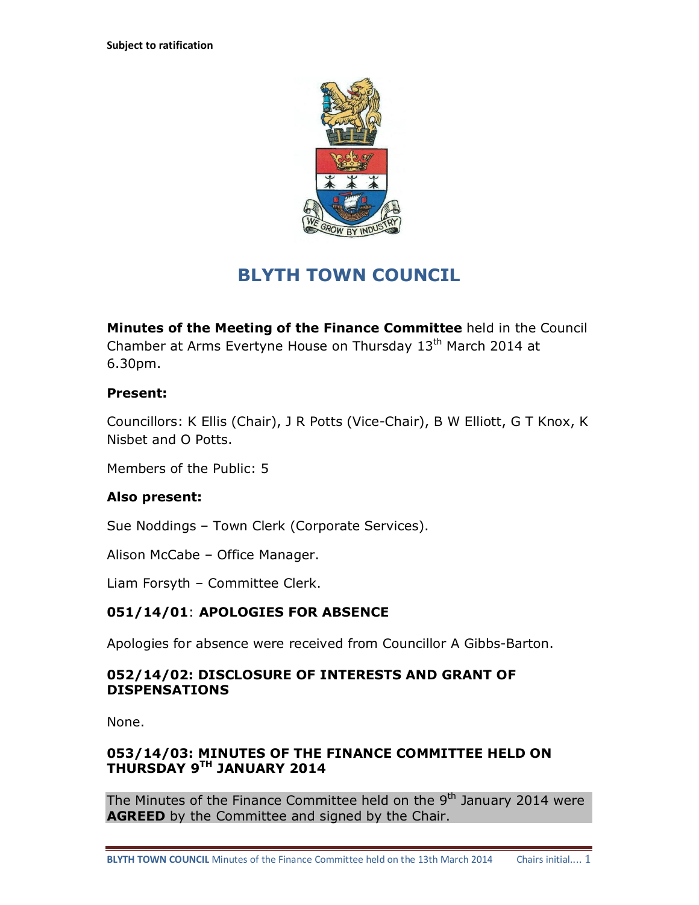Subject to ratification

# BLYTH TOWN COUNCIL

**Minutes of the Meeting of the Finance Committee** held in the Council Chamber at Arms Evertyne House on Thursday 13th March 2014 at 6.30pm.

**Present:**

Councillors: K Ellis (Chair), J R Potts (Vice-Chair), B W Elliott, G T Knox, K Nisbet and O Potts.

Members of the Public: 5

**Also present:**

Sue Noddings – Town Clerk (Corporate Services).

Alison McCabe – Office Manager.

Liam Forsyth – Committee Clerk.

### 051/14/01: APOLOGIES FOR ABSENCE

Apologies for absence were received from Councillor A Gibbs-Barton.

### 052/14/02: DISCLOSURE OF INTERESTS AND GRANT OF DISPENSATIONS

None.

### 053/14/03: MINUTES OF THE FINANCE COMMITTEE HELD ON THURSDAY 9TH JANUARY 2014

The Minutes of the Finance Committee held on the 9th January 2014 were **AGREED** by the Committee and signed by the Chair.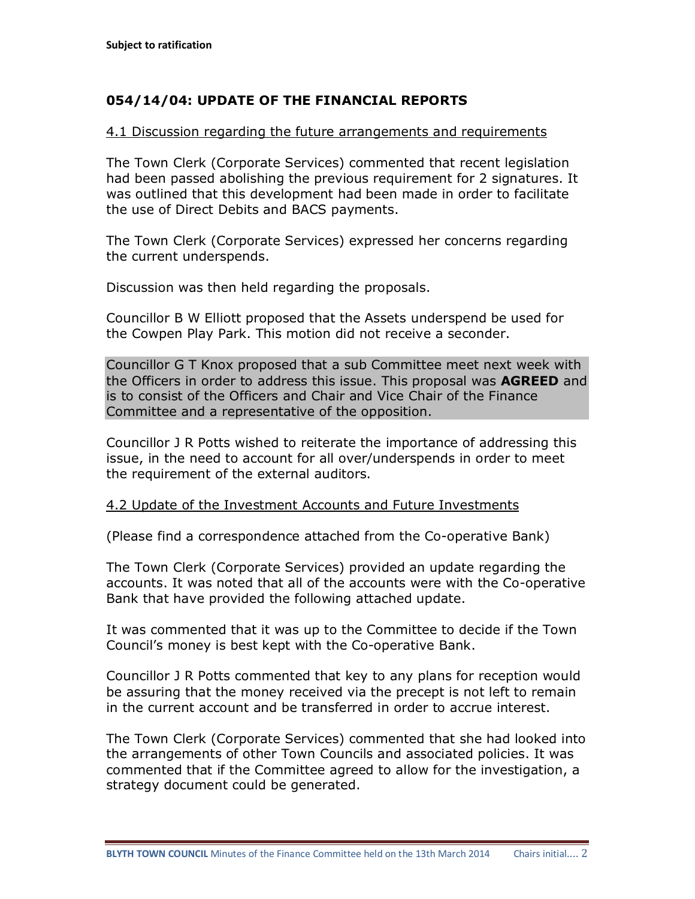Subject to ratification

## 054/14/04: UPDATE OF THE FINANCIAL REPORTS

4.1 Discussion regarding the future arrangements and requirements

The Town Clerk (Corporate Services) commented that recent legislation had been passed abolishing the previous requirement for 2 signatures. It was outlined that this development had been made in order to facilitate the use of Direct Debits and BACS payments.

The Town Clerk (Corporate Services) expressed her concerns regarding the current underspends.

Discussion was then held regarding the proposals.

Councillor B W Elliott proposed that the Assets underspend be used for the Cowpen Play Park. This motion did not receive a seconder.

Councillor G T Knox proposed that a sub Committee meet next week with the Officers in order to address this issue. This proposal was **AGREED** and is to consist of the Officers and Chair and Vice Chair of the Finance Committee and a representative of the opposition.

Councillor J R Potts wished to reiterate the importance of addressing this issue, in the need to account for all over/underspends in order to meet the requirement of the external auditors.

4.2 Update of the Investment Accounts and Future Investments

(Please find a correspondence attached from the Co-operative Bank)

The Town Clerk (Corporate Services) provided an update regarding the accounts. It was noted that all of the accounts were with the Co-operative Bank that have provided the following attached update.

It was commented that it was up to the Committee to decide if the Town Council's money is best kept with the Co-operative Bank.

Councillor J R Potts commented that key to any plans for reception would be assuring that the money received via the precept is not left to remain in the current account and be transferred in order to accrue interest.

The Town Clerk (Corporate Services) commented that she had looked into the arrangements of other Town Councils and associated policies. It was commented that if the Committee agreed to allow for the investigation, a strategy document could be generated.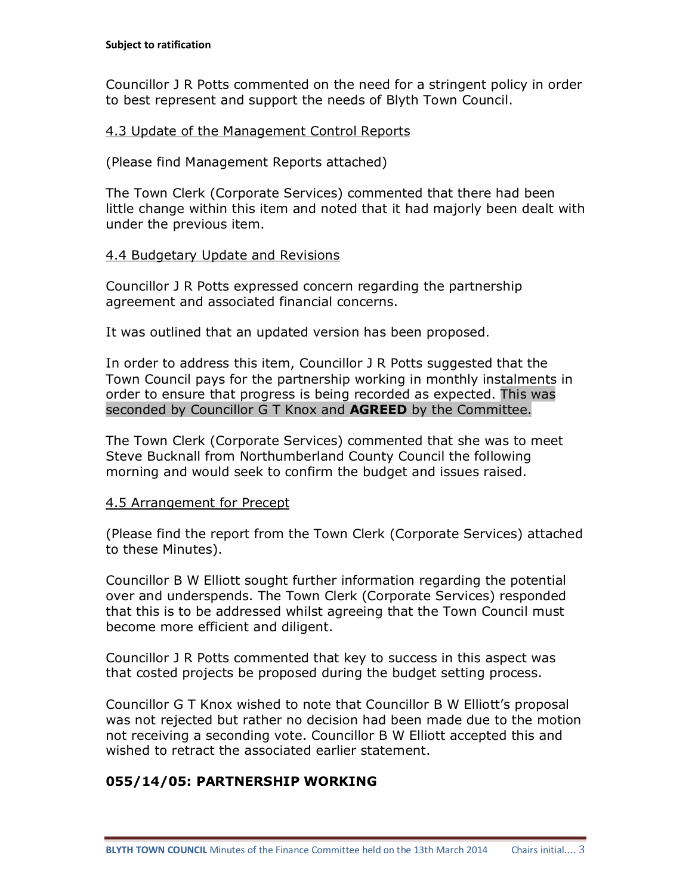Councillor J R Potts commented on the need for a stringent policy in order to best represent and support the needs of Blyth Town Council.

4.3 Update of the Management Control Reports

(Please find Management Reports attached)

The Town Clerk (Corporate Services) commented that there had been little change within this item and noted that it had majorly been dealt with under the previous item.

4.4 Budgetary Update and Revisions

Councillor J R Potts expressed concern regarding the partnership agreement and associated financial concerns.

It was outlined that an updated version has been proposed.

In order to address this item, Councillor J R Potts suggested that the Town Council pays for the partnership working in monthly instalments in order to ensure that progress is being recorded as expected. This was seconded by Councillor G T Knox and **AGREED** by the Committee.

The Town Clerk (Corporate Services) commented that she was to meet Steve Bucknall from Northumberland County Council the following morning and would seek to confirm the budget and issues raised.

4.5 Arrangement for Precept

(Please find the report from the Town Clerk (Corporate Services) attached to these Minutes).

Councillor B W Elliott sought further information regarding the potential over and underspends. The Town Clerk (Corporate Services) responded that this is to be addressed whilst agreeing that the Town Council must become more efficient and diligent.

Councillor J R Potts commented that key to success in this aspect was that costed projects be proposed during the budget setting process.

Councillor G T Knox wished to note that Councillor B W Elliott's proposal was not rejected but rather no decision had been made due to the motion not receiving a seconding vote. Councillor B W Elliott accepted this and wished to retract the associated earlier statement.

## 055/14/05: PARTNERSHIP WORKING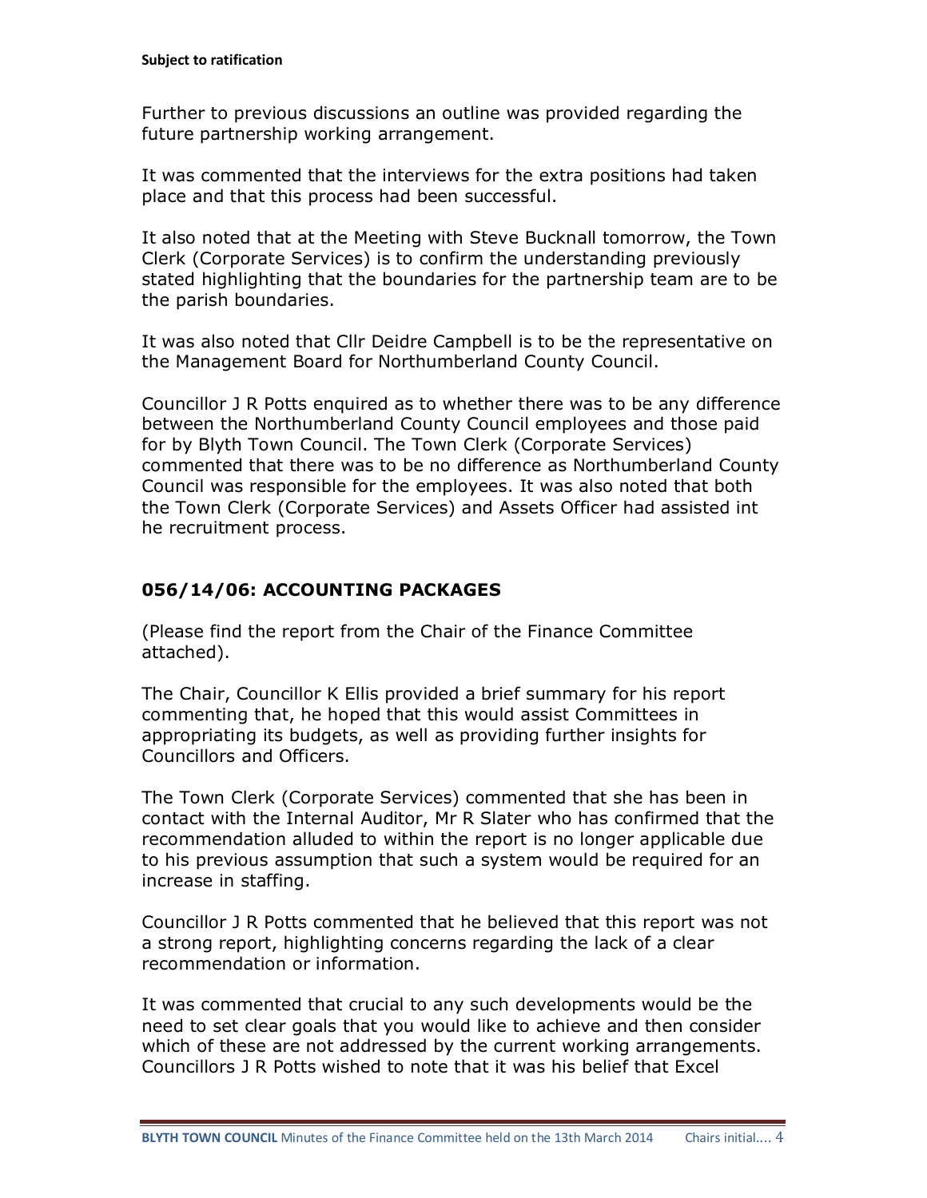**Subject to ratification**

Further to previous discussions an outline was provided regarding the future partnership working arrangement.

It was commented that the interviews for the extra positions had taken place and that this process had been successful.

It also noted that at the Meeting with Steve Bucknall tomorrow, the Town Clerk (Corporate Services) is to confirm the understanding previously stated highlighting that the boundaries for the partnership team are to be the parish boundaries.

It was also noted that Cllr Deidre Campbell is to be the representative on the Management Board for Northumberland County Council.

Councillor J R Potts enquired as to whether there was to be any difference between the Northumberland County Council employees and those paid for by Blyth Town Council. The Town Clerk (Corporate Services) commented that there was to be no difference as Northumberland County Council was responsible for the employees. It was also noted that both the Town Clerk (Corporate Services) and Assets Officer had assisted int he recruitment process.

### 056/14/06: ACCOUNTING PACKAGES

(Please find the report from the Chair of the Finance Committee attached).

The Chair, Councillor K Ellis provided a brief summary for his report commenting that, he hoped that this would assist Committees in appropriating its budgets, as well as providing further insights for Councillors and Officers.

The Town Clerk (Corporate Services) commented that she has been in contact with the Internal Auditor, Mr R Slater who has confirmed that the recommendation alluded to within the report is no longer applicable due to his previous assumption that such a system would be required for an increase in staffing.

Councillor J R Potts commented that he believed that this report was not a strong report, highlighting concerns regarding the lack of a clear recommendation or information.

It was commented that crucial to any such developments would be the need to set clear goals that you would like to achieve and then consider which of these are not addressed by the current working arrangements. Councillors J R Potts wished to note that it was his belief that Excel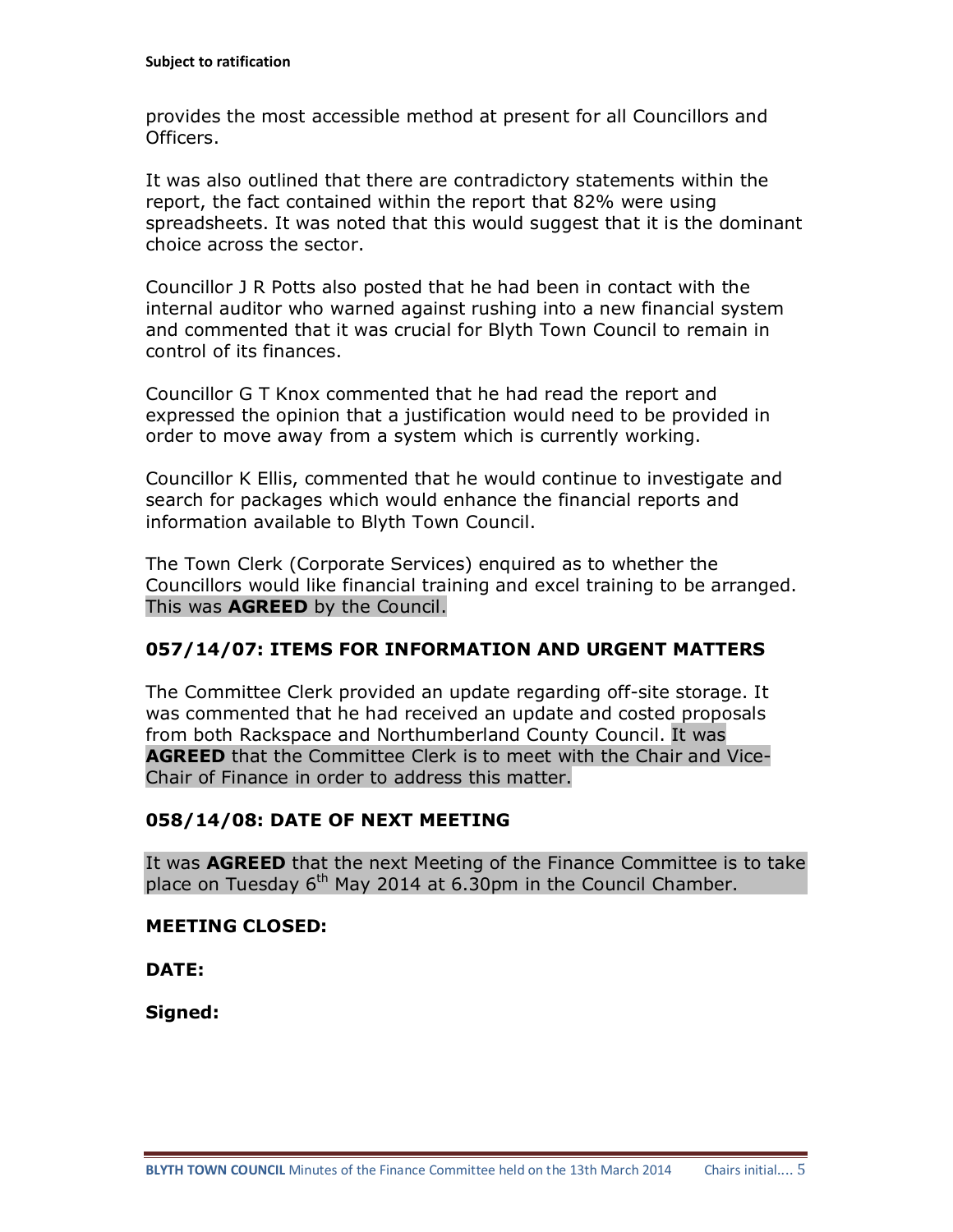provides the most accessible method at present for all Councillors and Officers.

It was also outlined that there are contradictory statements within the report, the fact contained within the report that 82% were using spreadsheets. It was noted that this would suggest that it is the dominant choice across the sector.

Councillor J R Potts also posted that he had been in contact with the internal auditor who warned against rushing into a new financial system and commented that it was crucial for Blyth Town Council to remain in control of its finances.

Councillor G T Knox commented that he had read the report and expressed the opinion that a justification would need to be provided in order to move away from a system which is currently working.

Councillor K Ellis, commented that he would continue to investigate and search for packages which would enhance the financial reports and information available to Blyth Town Council.

The Town Clerk (Corporate Services) enquired as to whether the Councillors would like financial training and excel training to be arranged. This was **AGREED** by the Council.

### 057/14/07: ITEMS FOR INFORMATION AND URGENT MATTERS

The Committee Clerk provided an update regarding off-site storage. It was commented that he had received an update and costed proposals from both Rackspace and Northumberland County Council. It was **AGREED** that the Committee Clerk is to meet with the Chair and Vice-Chair of Finance in order to address this matter.

### 058/14/08: DATE OF NEXT MEETING

It was **AGREED** that the next Meeting of the Finance Committee is to take place on Tuesday 6th May 2014 at 6.30pm in the Council Chamber.

**MEETING CLOSED:**

**DATE:**

**Signed:**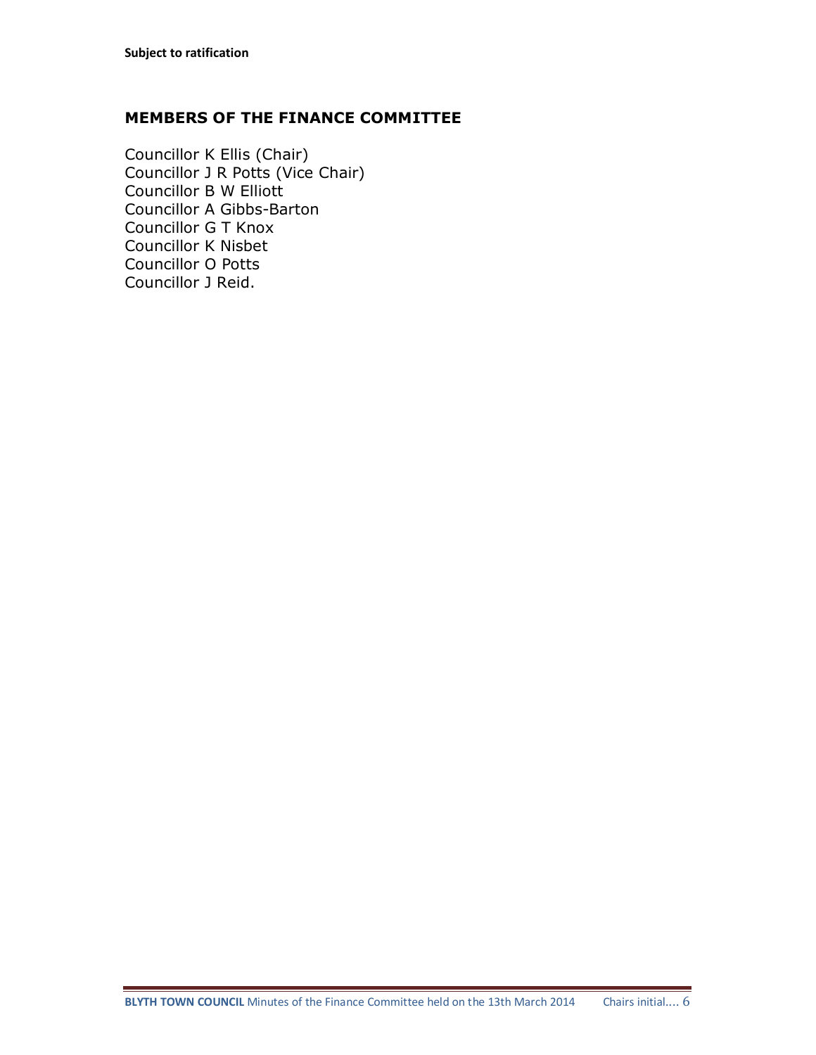**Subject to ratification**

## MEMBERS OF THE FINANCE COMMITTEE

Councillor K Ellis (Chair)  
Councillor J R Potts (Vice Chair)  
Councillor B W Elliott  
Councillor A Gibbs-Barton  
Councillor G T Knox  
Councillor K Nisbet  
Councillor O Potts  
Councillor J Reid.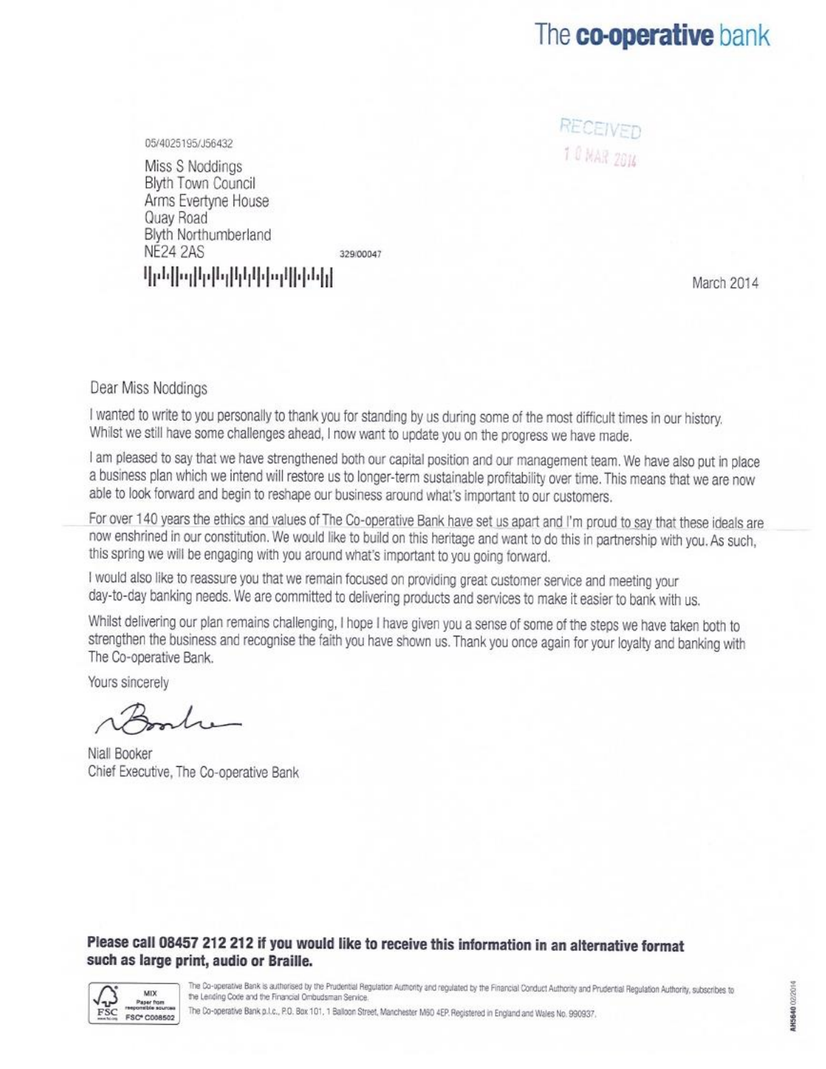The **co-operative** bank

05/4025195/J56432

RECEIVED
10 MAR 2014

Miss S Noddings
Blyth Town Council
Arms Evertyne House
Quay Road
Blyth Northumberland
NE24 2AS

329/00047

March 2014

Dear Miss Noddings

I wanted to write to you personally to thank you for standing by us during some of the most difficult times in our history. Whilst we still have some challenges ahead, I now want to update you on the progress we have made.

I am pleased to say that we have strengthened both our capital position and our management team. We have also put in place a business plan which we intend will restore us to longer-term sustainable profitability over time. This means that we are now able to look forward and begin to reshape our business around what's important to our customers.

For over 140 years the ethics and values of The Co-operative Bank have set us apart and I'm proud to say that these ideals are now enshrined in our constitution. We would like to build on this heritage and want to do this in partnership with you. As such, this spring we will be engaging with you around what's important to you going forward.

I would also like to reassure you that we remain focused on providing great customer service and meeting your day-to-day banking needs. We are committed to delivering products and services to make it easier to bank with us.

Whilst delivering our plan remains challenging, I hope I have given you a sense of some of the steps we have taken both to strengthen the business and recognise the faith you have shown us. Thank you once again for your loyalty and banking with The Co-operative Bank.

Yours sincerely

Niall Booker
Chief Executive, The Co-operative Bank

**Please call 08457 212 212 if you would like to receive this information in an alternative format such as large print, audio or Braille.**

MIX
Paper from responsible sources
FSC® C008502

The Co-operative Bank is authorised by the Prudential Regulation Authority and regulated by the Financial Conduct Authority and Prudential Regulation Authority, subscribes to the Lending Code and the Financial Ombudsman Service.

The Co-operative Bank p.l.c., P.O. Box 101, 1 Balloon Street, Manchester M60 4EP. Registered in England and Wales No. 990937.

AH5640 02/2014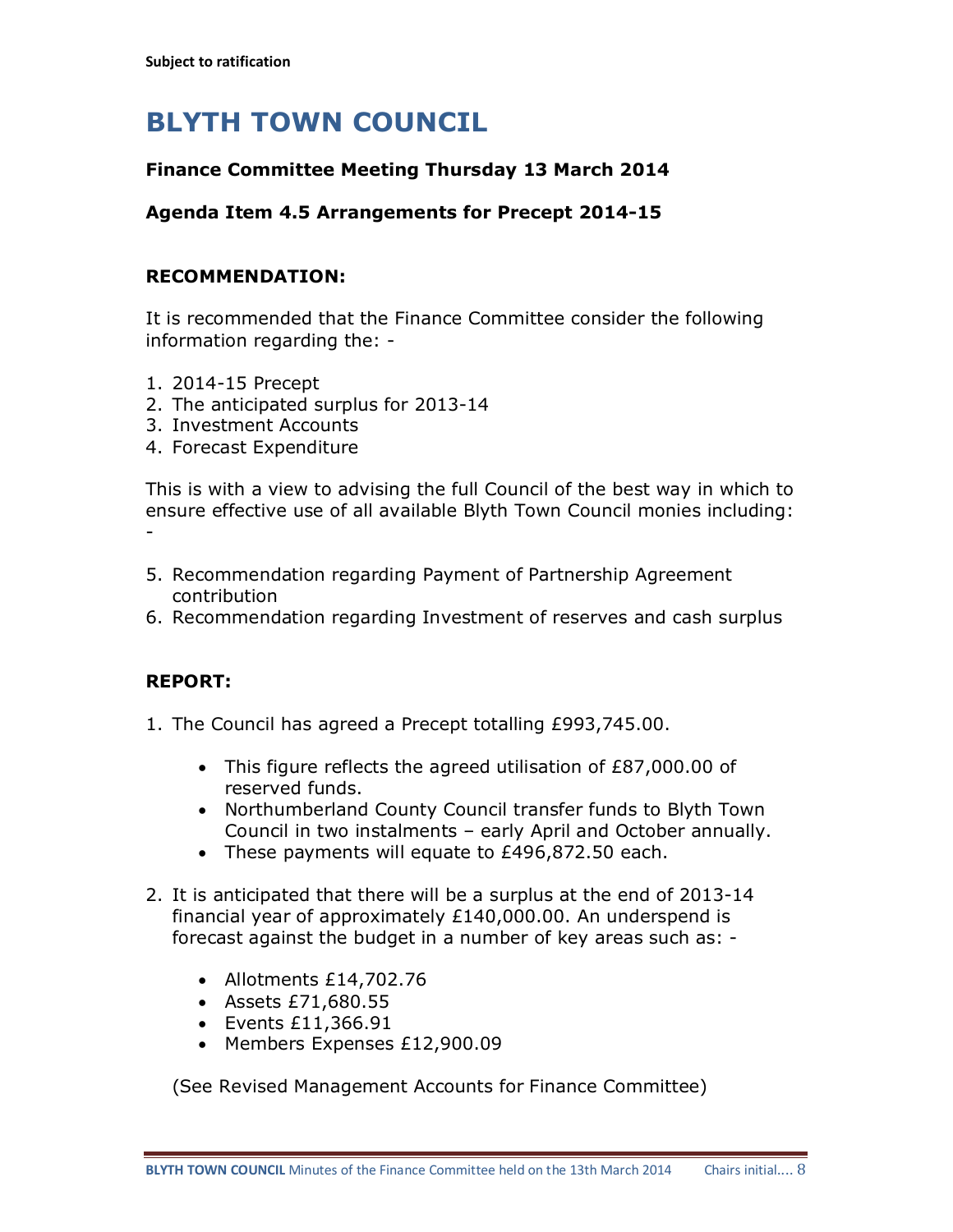Subject to ratification

# BLYTH TOWN COUNCIL

### Finance Committee Meeting Thursday 13 March 2014

### Agenda Item 4.5 Arrangements for Precept 2014-15

### RECOMMENDATION:

It is recommended that the Finance Committee consider the following information regarding the: -

1. 2014-15 Precept
2. The anticipated surplus for 2013-14
3. Investment Accounts
4. Forecast Expenditure

This is with a view to advising the full Council of the best way in which to ensure effective use of all available Blyth Town Council monies including: -

5. Recommendation regarding Payment of Partnership Agreement contribution
6. Recommendation regarding Investment of reserves and cash surplus

### REPORT:

1. The Council has agreed a Precept totalling £993,745.00.
   - This figure reflects the agreed utilisation of £87,000.00 of reserved funds.
   - Northumberland County Council transfer funds to Blyth Town Council in two instalments – early April and October annually.
   - These payments will equate to £496,872.50 each.

2. It is anticipated that there will be a surplus at the end of 2013-14 financial year of approximately £140,000.00. An underspend is forecast against the budget in a number of key areas such as: -
   - Allotments £14,702.76
   - Assets £71,680.55
   - Events £11,366.91
   - Members Expenses £12,900.09

   (See Revised Management Accounts for Finance Committee)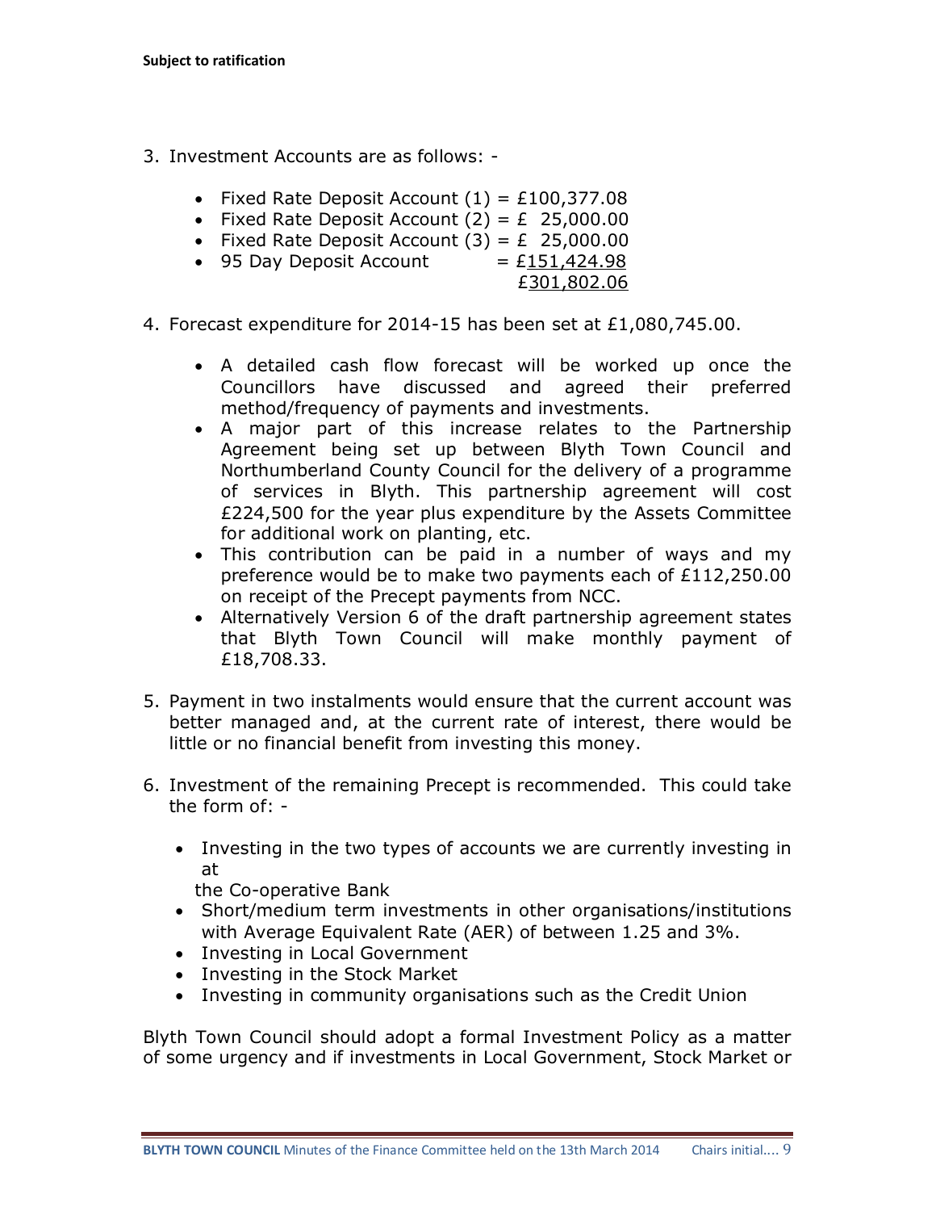**Subject to ratification**

3. Investment Accounts are as follows: -

   - Fixed Rate Deposit Account (1) = £100,377.08
   - Fixed Rate Deposit Account (2) = £ 25,000.00
   - Fixed Rate Deposit Account (3) = £ 25,000.00
   - 95 Day Deposit Account = £151,424.98

   £301,802.06

4. Forecast expenditure for 2014-15 has been set at £1,080,745.00.

   - A detailed cash flow forecast will be worked up once the Councillors have discussed and agreed their preferred method/frequency of payments and investments.
   - A major part of this increase relates to the Partnership Agreement being set up between Blyth Town Council and Northumberland County Council for the delivery of a programme of services in Blyth. This partnership agreement will cost £224,500 for the year plus expenditure by the Assets Committee for additional work on planting, etc.
   - This contribution can be paid in a number of ways and my preference would be to make two payments each of £112,250.00 on receipt of the Precept payments from NCC.
   - Alternatively Version 6 of the draft partnership agreement states that Blyth Town Council will make monthly payment of £18,708.33.

5. Payment in two instalments would ensure that the current account was better managed and, at the current rate of interest, there would be little or no financial benefit from investing this money.

6. Investment of the remaining Precept is recommended. This could take the form of: -

   - Investing in the two types of accounts we are currently investing in at the Co-operative Bank
   - Short/medium term investments in other organisations/institutions with Average Equivalent Rate (AER) of between 1.25 and 3%.
   - Investing in Local Government
   - Investing in the Stock Market
   - Investing in community organisations such as the Credit Union

Blyth Town Council should adopt a formal Investment Policy as a matter of some urgency and if investments in Local Government, Stock Market or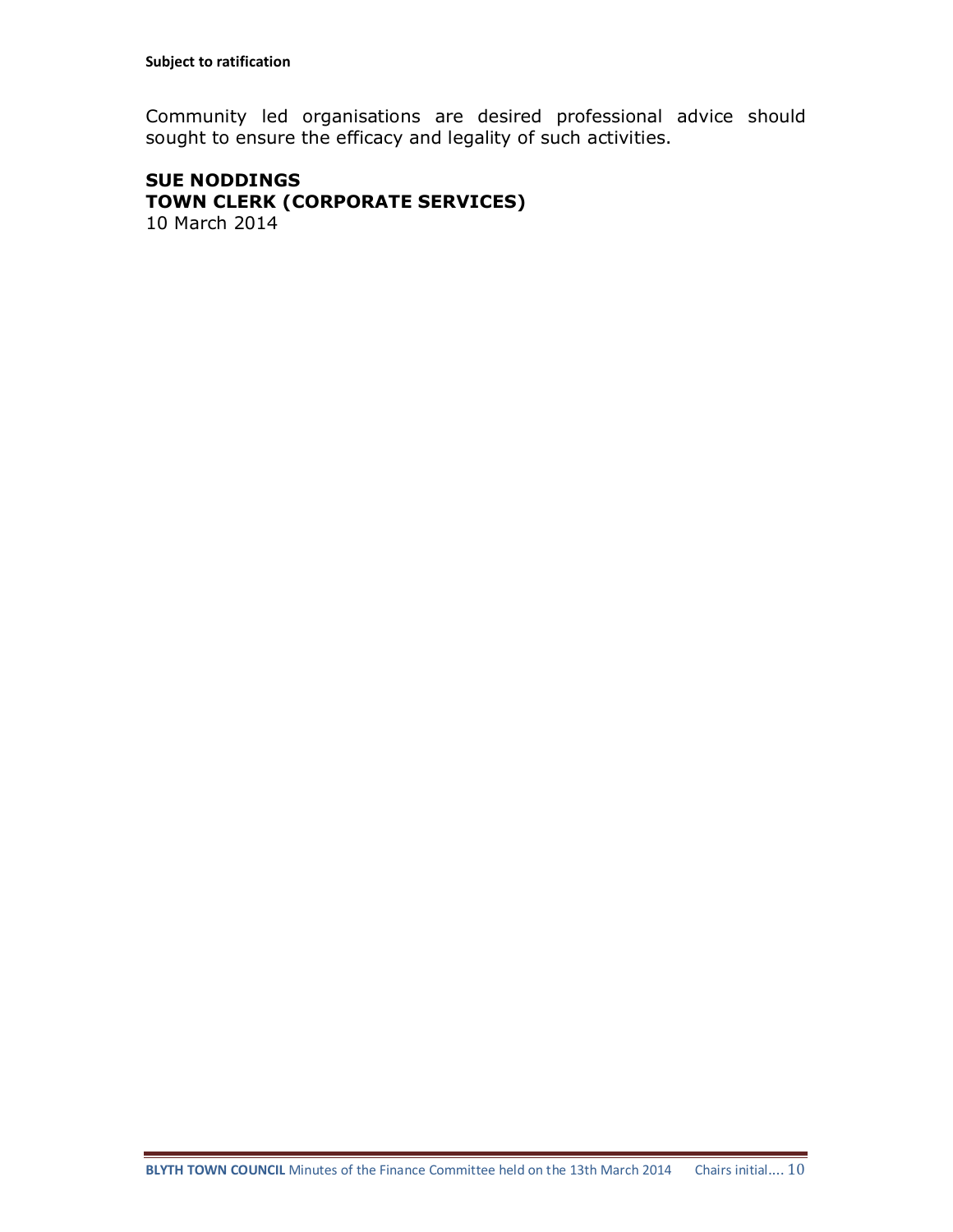**Subject to ratification**

Community led organisations are desired professional advice should sought to ensure the efficacy and legality of such activities.

**SUE NODDINGS**
**TOWN CLERK (CORPORATE SERVICES)**
10 March 2014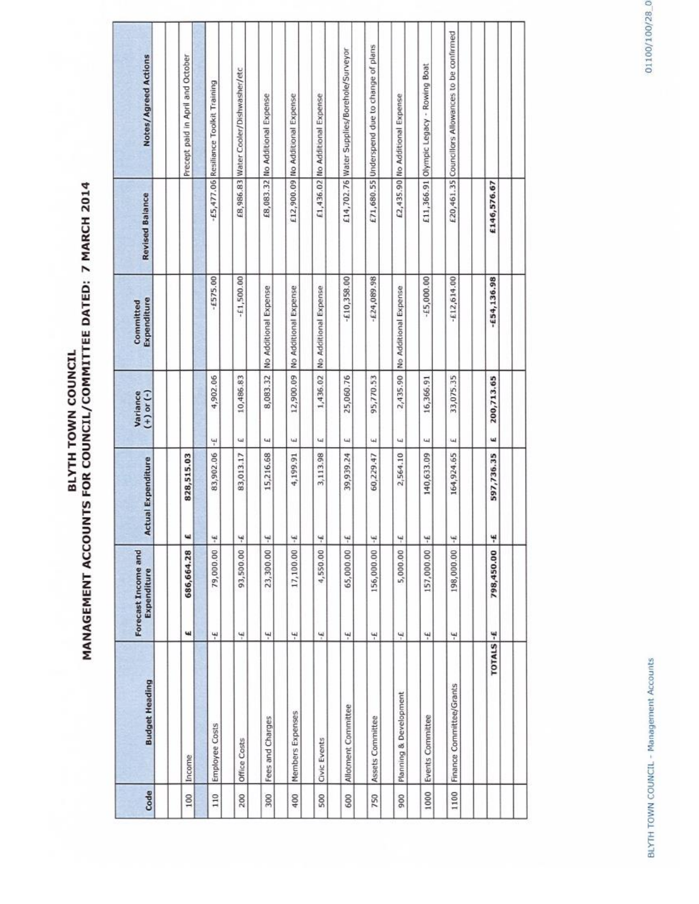# BLYTH TOWN COUNCIL

## MANAGEMENT ACCOUNTS FOR COUNCIL/COMMITTEE DATED: 7 MARCH 2014

| Code | Budget Heading | Forecast Income and Expenditure | Actual Expenditure | Variance (+) or (-) | Committed Expenditure | Revised Balance | Notes/Agreed Actions |
|---|---|---|---|---|---|---|---|
| 100 | Income | £ 686,664.28 | £ 828,515.03 | | | | Precept paid in April and October |
| 110 | Employee Costs | -£ 79,000.00 | -£ 83,902.06 | -£ 4,902.06 | -£575.00 | -£5,477.06 | Resiliance Toolkit Training |
| 200 | Office Costs | -£ 93,500.00 | -£ 83,013.17 | £ 10,486.83 | -£1,500.00 | £8,986.83 | Water Cooler/Dishwasher/etc |
| 300 | Fees and Charges | -£ 23,300.00 | -£ 15,216.68 | £ 8,083.32 | No Additional Expense | £8,083.32 | No Additional Expense |
| 400 | Members Expenses | -£ 17,100.00 | -£ 4,199.91 | £ 12,900.09 | No Additional Expense | £12,900.09 | No Additional Expense |
| 500 | Civic Events | -£ 4,550.00 | -£ 3,113.98 | £ 1,436.02 | No Additional Expense | £1,436.02 | No Additional Expense |
| 600 | Allotment Committee | -£ 65,000.00 | -£ 39,939.24 | £ 25,060.76 | -£10,358.00 | £14,702.76 | Water Supplies/Borehole/Surveyor |
| 750 | Assets Committee | -£ 156,000.00 | -£ 60,229.47 | £ 95,770.53 | -£24,089.98 | £71,680.55 | Underspend due to change of plans |
| 900 | Planning & Development | -£ 5,000.00 | -£ 2,564.10 | £ 2,435.90 | No Additional Expense | £2,435.90 | No Additional Expense |
| 1000 | Events Committee | -£ 157,000.00 | -£ 140,633.09 | £ 16,366.91 | -£5,000.00 | £11,366.91 | Olympic Legacy - Rowing Boat |
| 1100 | Finance Committee/Grants | -£ 198,000.00 | -£ 164,924.65 | £ 33,075.35 | -£12,614.00 | £20,461.35 | Councillors Allowances to be confirmed |
| | TOTALS | -£ 798,450.00 | -£ 597,736.35 | £ 200,713.65 | -£54,136.98 | £146,576.67 | |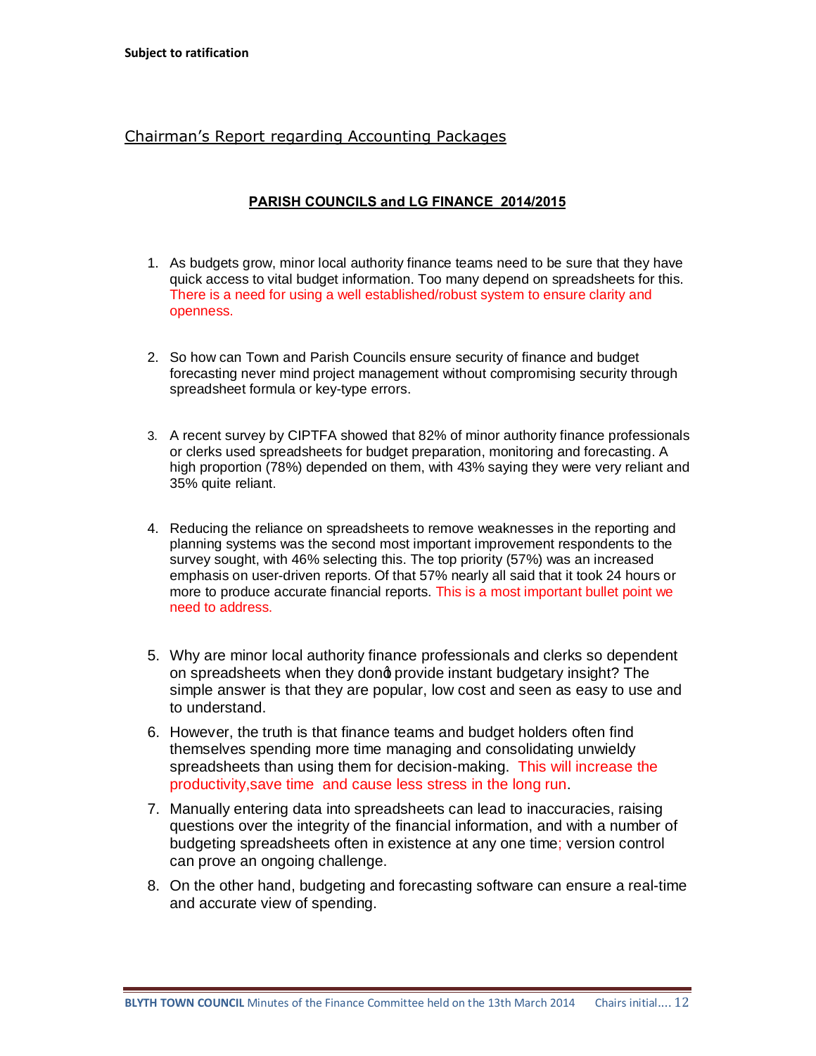**Subject to ratification**

Chairman's Report regarding Accounting Packages

**PARISH COUNCILS and LG FINANCE 2014/2015**

1. As budgets grow, minor local authority finance teams need to be sure that they have quick access to vital budget information. Too many depend on spreadsheets for this. There is a need for using a well established/robust system to ensure clarity and openness.

2. So how can Town and Parish Councils ensure security of finance and budget forecasting never mind project management without compromising security through spreadsheet formula or key-type errors.

3. A recent survey by CIPTFA showed that 82% of minor authority finance professionals or clerks used spreadsheets for budget preparation, monitoring and forecasting. A high proportion (78%) depended on them, with 43% saying they were very reliant and 35% quite reliant.

4. Reducing the reliance on spreadsheets to remove weaknesses in the reporting and planning systems was the second most important improvement respondents to the survey sought, with 46% selecting this. The top priority (57%) was an increased emphasis on user-driven reports. Of that 57% nearly all said that it took 24 hours or more to produce accurate financial reports. This is a most important bullet point we need to address.

5. Why are minor local authority finance professionals and clerks so dependent on spreadsheets when they don't provide instant budgetary insight? The simple answer is that they are popular, low cost and seen as easy to use and to understand.

6. However, the truth is that finance teams and budget holders often find themselves spending more time managing and consolidating unwieldy spreadsheets than using them for decision-making. This will increase the productivity,save time and cause less stress in the long run.

7. Manually entering data into spreadsheets can lead to inaccuracies, raising questions over the integrity of the financial information, and with a number of budgeting spreadsheets often in existence at any one time; version control can prove an ongoing challenge.

8. On the other hand, budgeting and forecasting software can ensure a real-time and accurate view of spending.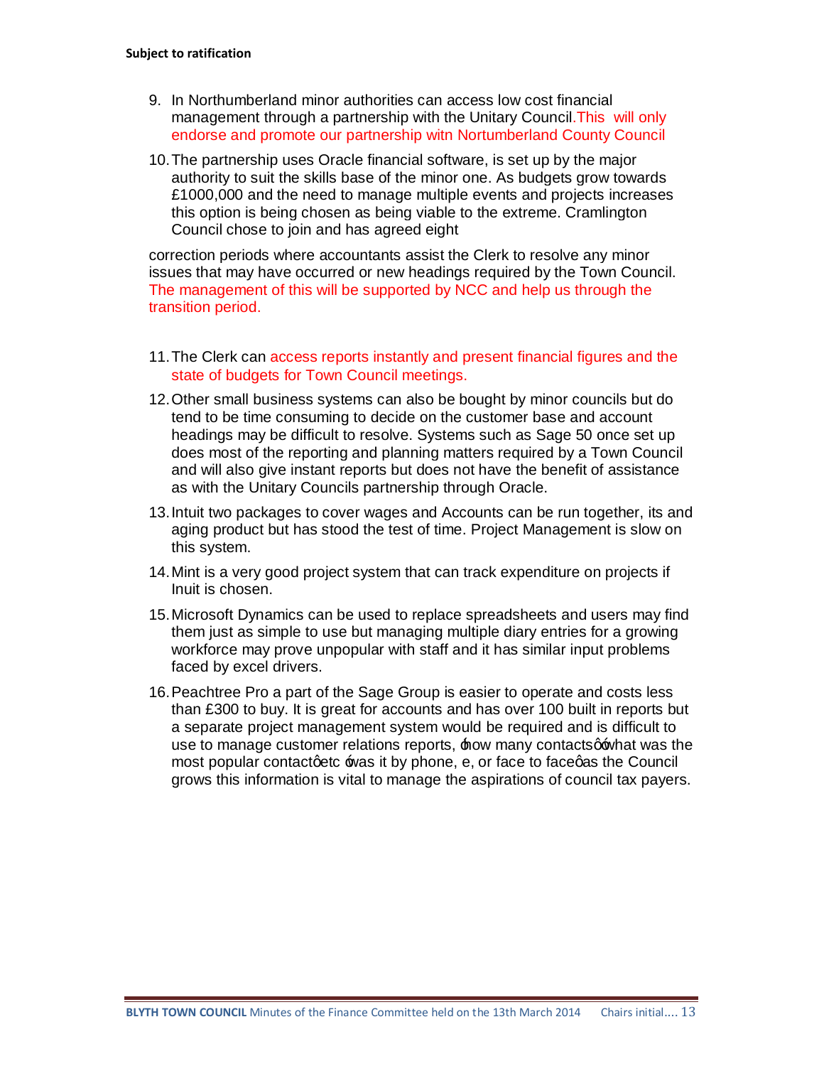**Subject to ratification**

9. In Northumberland minor authorities can access low cost financial management through a partnership with the Unitary Council.This will only endorse and promote our partnership witn Nortumberland County Council
10. The partnership uses Oracle financial software, is set up by the major authority to suit the skills base of the minor one. As budgets grow towards £1000,000 and the need to manage multiple events and projects increases this option is being chosen as being viable to the extreme. Cramlington Council chose to join and has agreed eight

correction periods where accountants assist the Clerk to resolve any minor issues that may have occurred or new headings required by the Town Council. The management of this will be supported by NCC and help us through the transition period.

11. The Clerk can access reports instantly and present financial figures and the state of budgets for Town Council meetings.
12. Other small business systems can also be bought by minor councils but do tend to be time consuming to decide on the customer base and account headings may be difficult to resolve. Systems such as Sage 50 once set up does most of the reporting and planning matters required by a Town Council and will also give instant reports but does not have the benefit of assistance as with the Unitary Councils partnership through Oracle.
13. Intuit two packages to cover wages and Accounts can be run together, its and aging product but has stood the test of time. Project Management is slow on this system.
14. Mint is a very good project system that can track expenditure on projects if Inuit is chosen.
15. Microsoft Dynamics can be used to replace spreadsheets and users may find them just as simple to use but managing multiple diary entries for a growing workforce may prove unpopular with staff and it has similar input problems faced by excel drivers.
16. Peachtree Pro a part of the Sage Group is easier to operate and costs less than £300 to buy. It is great for accounts and has over 100 built in reports but a separate project management system would be required and is difficult to use to manage customer relations reports, 'how many contacts' 'what was the most popular contact' etc 'was it by phone, e, or face to face' as the Council grows this information is vital to manage the aspirations of council tax payers.